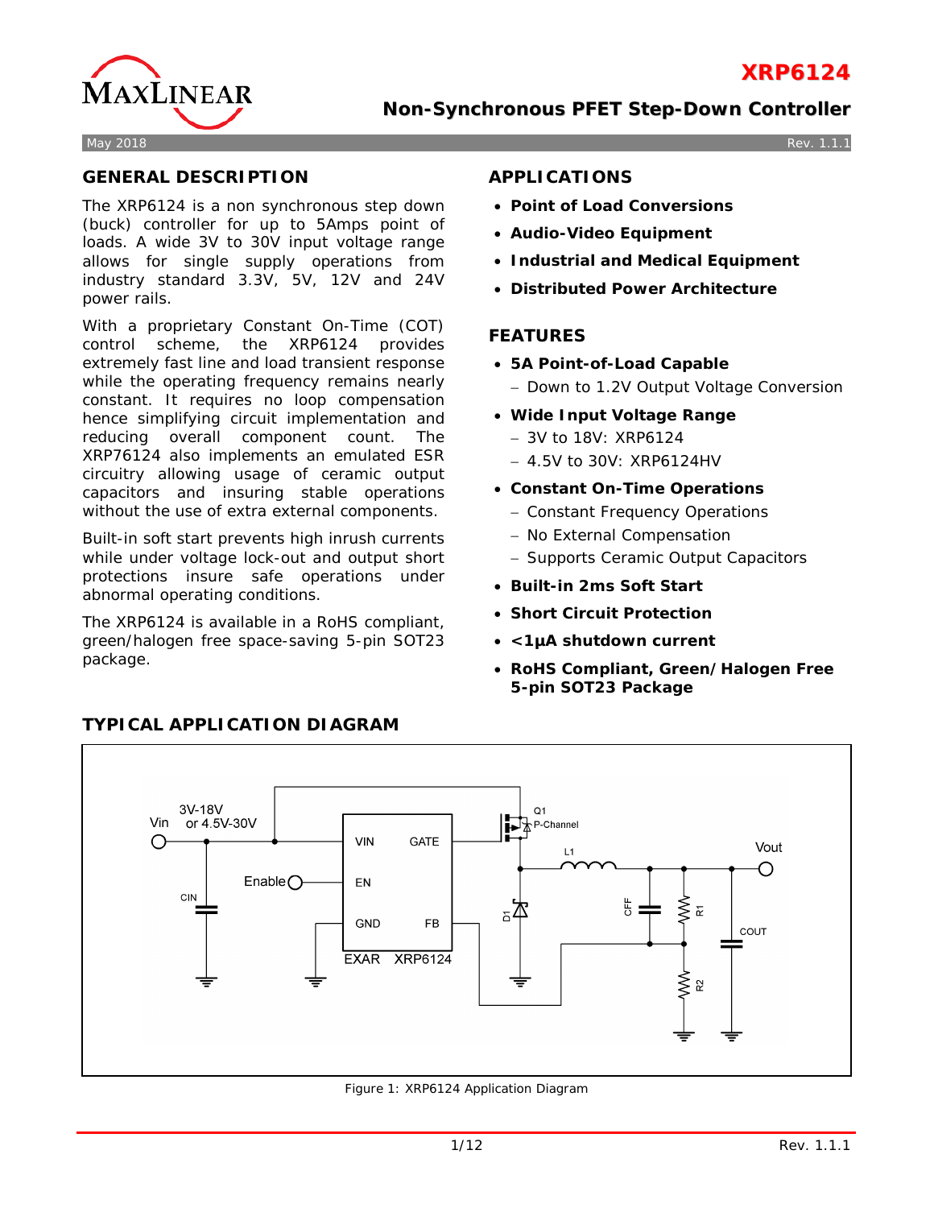# XRP6124

## Non-Synchronous PFET Step-Down Controller

May 2018 Rev. 1.1.1

## GENERAL DESCRIPTION

The XRP6124 is a non synchronous step down (buck) controller for up to 5Amps point of loads. A wide 3V to 30V input voltage range allows for single supply operations from industry standard 3.3V, 5V, 12V and 24V power rails.

With a proprietary Constant On-Time (COT) control scheme, the XRP6124 provides extremely fast line and load transient response while the operating frequency remains nearly constant. It requires no loop compensation hence simplifying circuit implementation and reducing overall component count. The XRP76124 also implements an emulated ESR circuitry allowing usage of ceramic output capacitors and insuring stable operations without the use of extra external components.

Built-in soft start prevents high inrush currents while under voltage lock-out and output short protections insure safe operations under abnormal operating conditions.

The XRP6124 is available in a RoHS compliant, green/halogen free space-saving 5-pin SOT23 package.

## APPLICATIONS

- **Point of Load Conversions**
- **Audio-Video Equipment**
- **Industrial and Medical Equipment**
- **Distributed Power Architecture**

## FEATURES

- **5A Point-of-Load Capable**
  - Down to 1.2V Output Voltage Conversion
- **Wide Input Voltage Range**
  - 3V to 18V: XRP6124
  - 4.5V to 30V: XRP6124HV
- **Constant On-Time Operations**
  - Constant Frequency Operations
  - No External Compensation
  - Supports Ceramic Output Capacitors
- **Built-in 2ms Soft Start**
- **Short Circuit Protection**
- **<1µA shutdown current**
- **RoHS Compliant, Green/Halogen Free 5-pin SOT23 Package**

## TYPICAL APPLICATION DIAGRAM

Figure 1: XRP6124 Application Diagram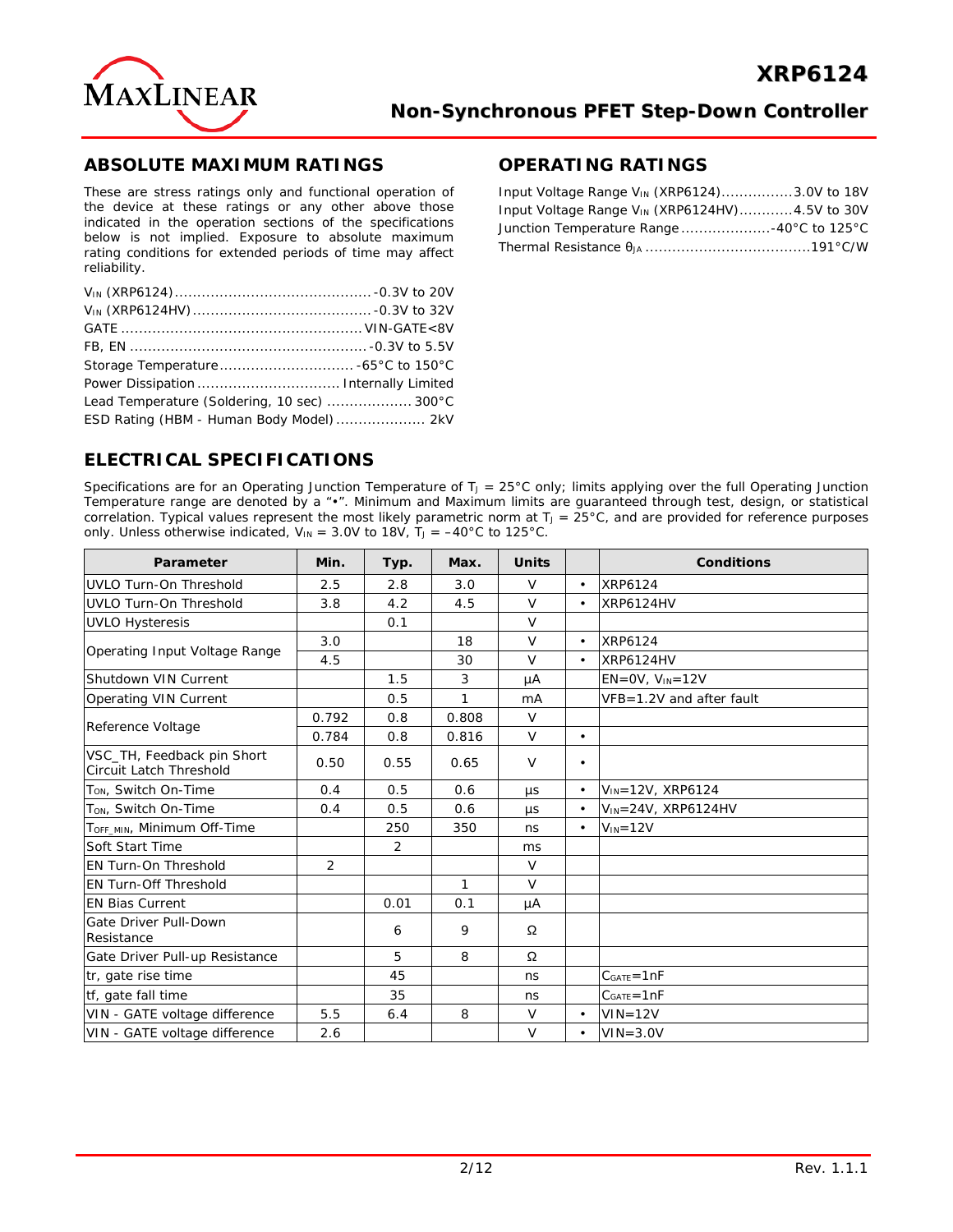## ABSOLUTE MAXIMUM RATINGS

These are stress ratings only and functional operation of the device at these ratings or any other above those indicated in the operation sections of the specifications below is not implied. Exposure to absolute maximum rating conditions for extended periods of time may affect reliability.

$V_{IN}$ (XRP6124) .......................................... -0.3V to 20V
$V_{IN}$ (XRP6124HV) ...................................... -0.3V to 32V
GATE .................................................. VIN-GATE<8V
FB, EN ................................................ -0.3V to 5.5V
Storage Temperature ............................ -65°C to 150°C
Power Dissipation ................................ Internally Limited
Lead Temperature (Soldering, 10 sec) .................. 300°C
ESD Rating (HBM - Human Body Model) .................... 2kV

## OPERATING RATINGS

Input Voltage Range $V_{IN}$ (XRP6124) ................3.0V to 18V
Input Voltage Range $V_{IN}$ (XRP6124HV) ............4.5V to 30V
Junction Temperature Range ....................-40°C to 125°C
Thermal Resistance $\theta_{JA}$ ....................................191°C/W

## ELECTRICAL SPECIFICATIONS

Specifications are for an Operating Junction Temperature of $T_J$ = 25°C only; limits applying over the full Operating Junction Temperature range are denoted by a "•". Minimum and Maximum limits are guaranteed through test, design, or statistical correlation. Typical values represent the most likely parametric norm at $T_J$ = 25°C, and are provided for reference purposes only. Unless otherwise indicated, $V_{IN}$ = 3.0V to 18V, $T_J$ = –40°C to 125°C.

| Parameter | Min. | Typ. | Max. | Units | | Conditions |
|---|---|---|---|---|---|---|
| UVLO Turn-On Threshold | 2.5 | 2.8 | 3.0 | V | • | XRP6124 |
| UVLO Turn-On Threshold | 3.8 | 4.2 | 4.5 | V | • | XRP6124HV |
| UVLO Hysteresis | | 0.1 | | V | | |
| Operating Input Voltage Range | 3.0 | | 18 | V | • | XRP6124 |
| | 4.5 | | 30 | V | • | XRP6124HV |
| Shutdown VIN Current | | 1.5 | 3 | μA | | EN=0V, $V_{IN}$=12V |
| Operating VIN Current | | 0.5 | 1 | mA | | VFB=1.2V and after fault |
| Reference Voltage | 0.792 | 0.8 | 0.808 | V | | |
| | 0.784 | 0.8 | 0.816 | V | • | |
| VSC_TH, Feedback pin Short Circuit Latch Threshold | 0.50 | 0.55 | 0.65 | V | • | |
| $T_{ON}$, Switch On-Time | 0.4 | 0.5 | 0.6 | μs | • | $V_{IN}$=12V, XRP6124 |
| $T_{ON}$, Switch On-Time | 0.4 | 0.5 | 0.6 | μs | • | $V_{IN}$=24V, XRP6124HV |
| $T_{OFF\_MIN}$, Minimum Off-Time | | 250 | 350 | ns | • | $V_{IN}$=12V |
| Soft Start Time | | 2 | | ms | | |
| EN Turn-On Threshold | 2 | | | V | | |
| EN Turn-Off Threshold | | | 1 | V | | |
| EN Bias Current | | 0.01 | 0.1 | μA | | |
| Gate Driver Pull-Down Resistance | | 6 | 9 | Ω | | |
| Gate Driver Pull-up Resistance | | 5 | 8 | Ω | | |
| tr, gate rise time | | 45 | | ns | | $C_{GATE}$=1nF |
| tf, gate fall time | | 35 | | ns | | $C_{GATE}$=1nF |
| VIN - GATE voltage difference | 5.5 | 6.4 | 8 | V | • | VIN=12V |
| VIN - GATE voltage difference | 2.6 | | | V | • | VIN=3.0V |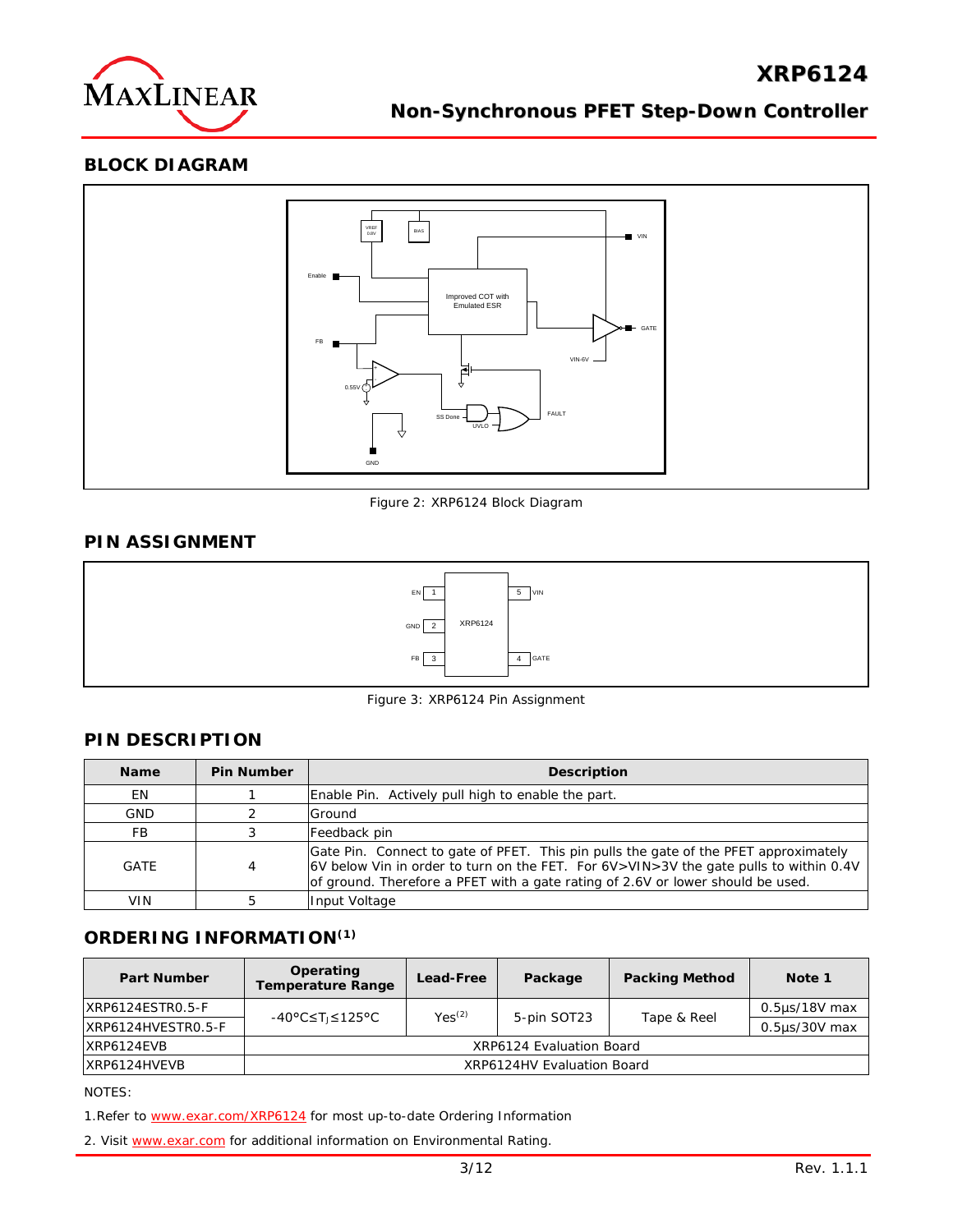## BLOCK DIAGRAM

Figure 2: XRP6124 Block Diagram

## PIN ASSIGNMENT

Figure 3: XRP6124 Pin Assignment

## PIN DESCRIPTION

| Name | Pin Number | Description |
|---|---|---|
| EN | 1 | Enable Pin. Actively pull high to enable the part. |
| GND | 2 | Ground |
| FB | 3 | Feedback pin |
| GATE | 4 | Gate Pin. Connect to gate of PFET. This pin pulls the gate of the PFET approximately 6V below Vin in order to turn on the FET. For 6V>VIN>3V the gate pulls to within 0.4V of ground. Therefore a PFET with a gate rating of 2.6V or lower should be used. |
| VIN | 5 | Input Voltage |

## ORDERING INFORMATION(1)

| Part Number | Operating Temperature Range | Lead-Free | Package | Packing Method | Note 1 |
|---|---|---|---|---|---|
| XRP6124ESTR0.5-F | -40°C≤$T_J$≤125°C | Yes(2) | 5-pin SOT23 | Tape & Reel | 0.5µs/18V max |
| XRP6124HVESTR0.5-F | | | | | 0.5µs/30V max |
| XRP6124EVB | XRP6124 Evaluation Board | | | | |
| XRP6124HVEVB | XRP6124HV Evaluation Board | | | | |

NOTES:

1. Refer to www.exar.com/XRP6124 for most up-to-date Ordering Information
2. Visit www.exar.com for additional information on Environmental Rating.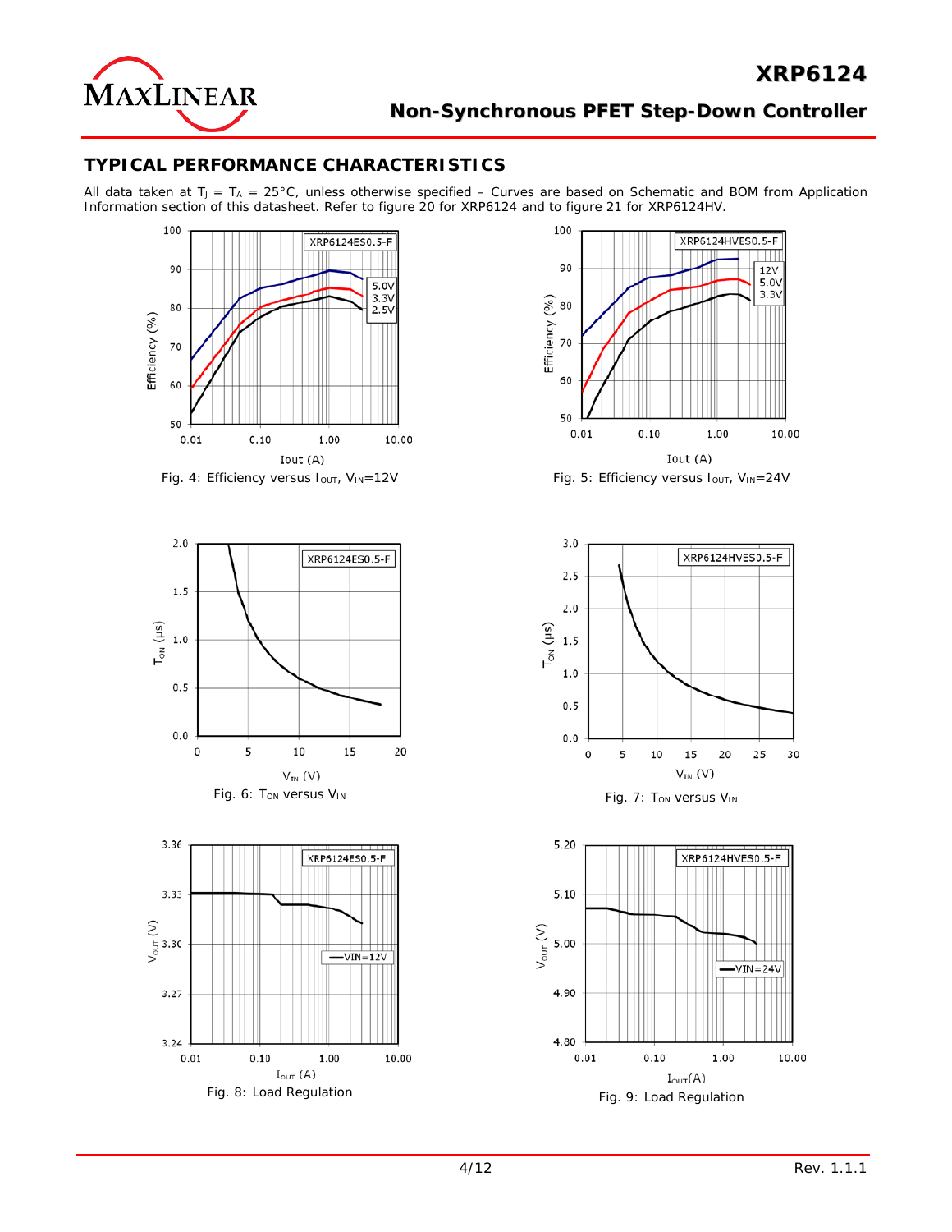## TYPICAL PERFORMANCE CHARACTERISTICS

All data taken at $T_J = T_A = 25°C$, unless otherwise specified – Curves are based on Schematic and BOM from Application Information section of this datasheet. Refer to figure 20 for XRP6124 and to figure 21 for XRP6124HV.

Fig. 4: Efficiency versus $I_{OUT}$, $V_{IN}$=12V

Fig. 5: Efficiency versus $I_{OUT}$, $V_{IN}$=24V

Fig. 6: $T_{ON}$ versus $V_{IN}$

Fig. 7: $T_{ON}$ versus $V_{IN}$

Fig. 8: Load Regulation

Fig. 9: Load Regulation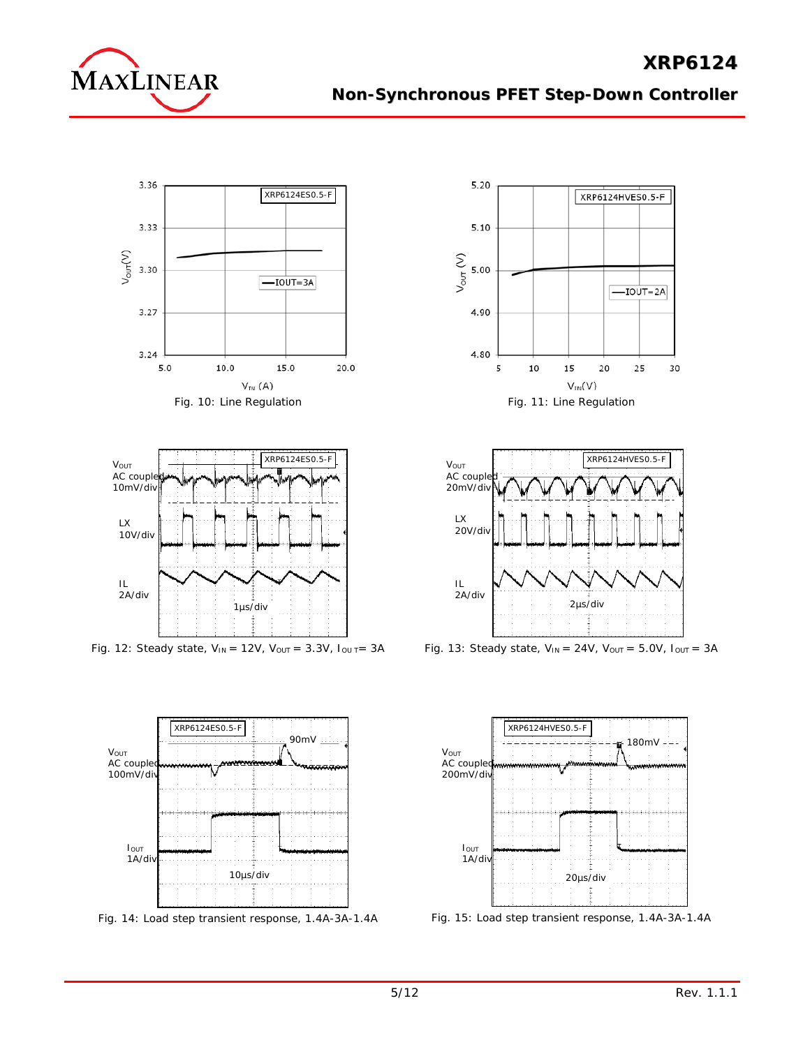Fig. 10: Line Regulation

Fig. 11: Line Regulation

Fig. 12: Steady state, $V_{IN}$ = 12V, $V_{OUT}$ = 3.3V, $I_{OUT}$ = 3A

Fig. 13: Steady state, $V_{IN}$ = 24V, $V_{OUT}$ = 5.0V, $I_{OUT}$ = 3A

Fig. 14: Load step transient response, 1.4A-3A-1.4A

Fig. 15: Load step transient response, 1.4A-3A-1.4A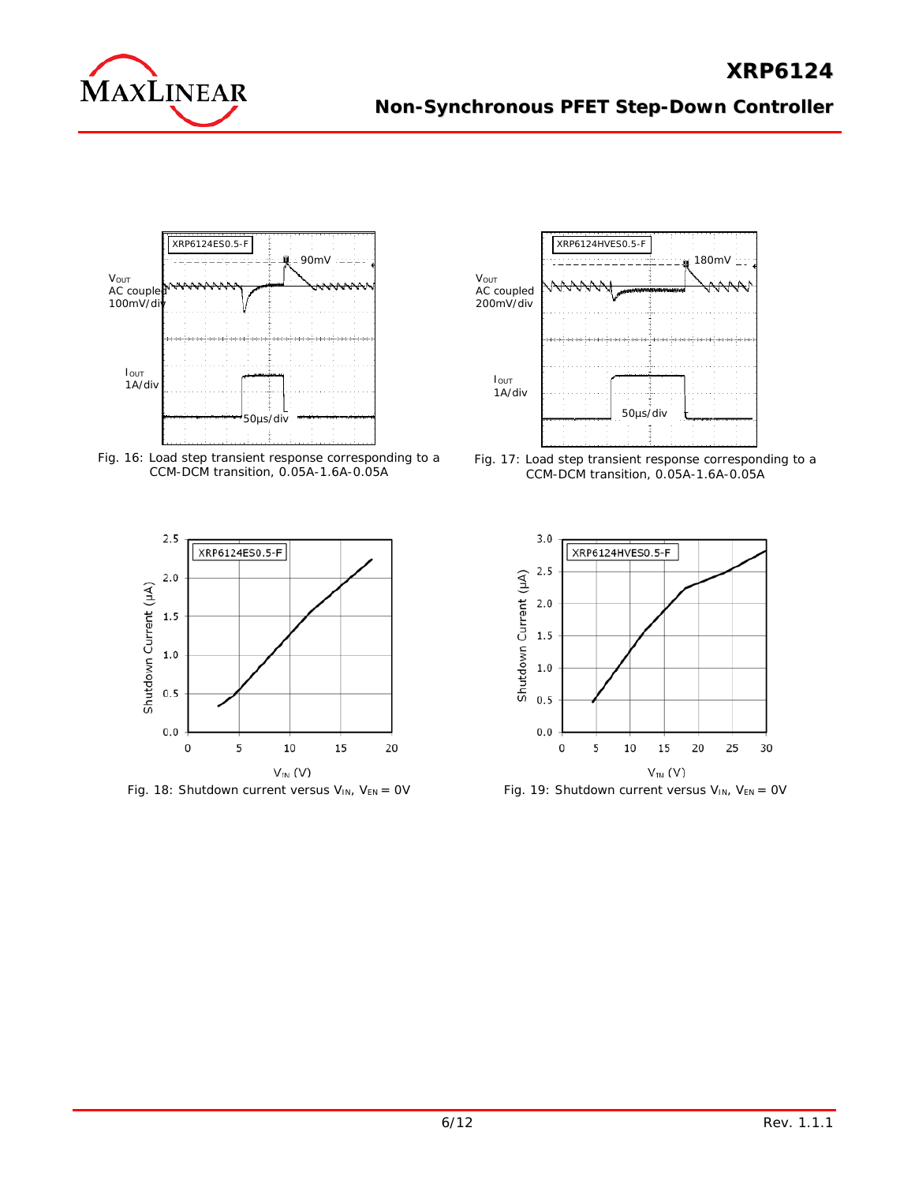Fig. 16: Load step transient response corresponding to a CCM-DCM transition, 0.05A-1.6A-0.05A

Fig. 17: Load step transient response corresponding to a CCM-DCM transition, 0.05A-1.6A-0.05A

Fig. 18: Shutdown current versus $V_{IN}$, $V_{EN}$ = 0V

Fig. 19: Shutdown current versus $V_{IN}$, $V_{EN}$ = 0V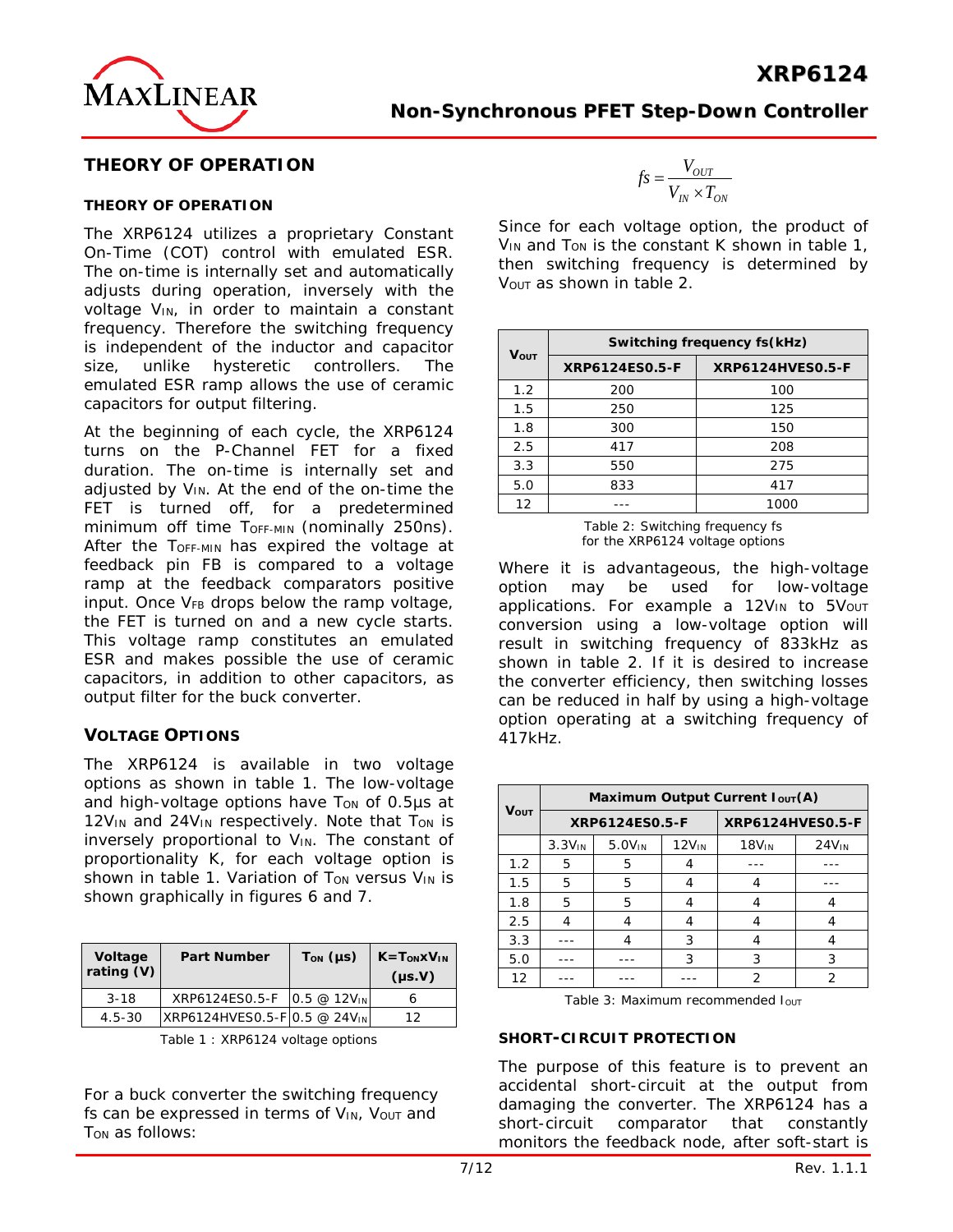# THEORY OF OPERATION

### THEORY OF OPERATION

The XRP6124 utilizes a proprietary Constant On-Time (COT) control with emulated ESR. The on-time is internally set and automatically adjusts during operation, inversely with the voltage $V_{IN}$, in order to maintain a constant frequency. Therefore the switching frequency is independent of the inductor and capacitor size, unlike hysteretic controllers. The emulated ESR ramp allows the use of ceramic capacitors for output filtering.

At the beginning of each cycle, the XRP6124 turns on the P-Channel FET for a fixed duration. The on-time is internally set and adjusted by $V_{IN}$. At the end of the on-time the FET is turned off, for a predetermined minimum off time $T_{OFF-MIN}$ (nominally 250ns). After the $T_{OFF-MIN}$ has expired the voltage at feedback pin FB is compared to a voltage ramp at the feedback comparators positive input. Once $V_{FB}$ drops below the ramp voltage, the FET is turned on and a new cycle starts. This voltage ramp constitutes an emulated ESR and makes possible the use of ceramic capacitors, in addition to other capacitors, as output filter for the buck converter.

### VOLTAGE OPTIONS

The XRP6124 is available in two voltage options as shown in table 1. The low-voltage and high-voltage options have $T_{ON}$ of 0.5µs at $12V_{IN}$ and $24V_{IN}$ respectively. Note that $T_{ON}$ is inversely proportional to $V_{IN}$. The constant of proportionality K, for each voltage option is shown in table 1. Variation of $T_{ON}$ versus $V_{IN}$ is shown graphically in figures 6 and 7.

| Voltage rating (V) | Part Number | $T_{ON}$ (µs) | $K=T_{ON}xV_{IN}$ (µs.V) |
|---|---|---|---|
| 3-18 | XRP6124ES0.5-F | 0.5 @ $12V_{IN}$ | 6 |
| 4.5-30 | XRP6124HVES0.5-F | 0.5 @ $24V_{IN}$ | 12 |

Table 1 : XRP6124 voltage options

For a buck converter the switching frequency fs can be expressed in terms of $V_{IN}$, $V_{OUT}$ and $T_{ON}$ as follows:

$$fs = \frac{V_{OUT}}{V_{IN} \times T_{ON}}$$

Since for each voltage option, the product of $V_{IN}$ and $T_{ON}$ is the constant K shown in table 1, then switching frequency is determined by $V_{OUT}$ as shown in table 2.

| $V_{OUT}$ | Switching frequency fs(kHz) | |
|---|---|---|
| | XRP6124ES0.5-F | XRP6124HVES0.5-F |
| 1.2 | 200 | 100 |
| 1.5 | 250 | 125 |
| 1.8 | 300 | 150 |
| 2.5 | 417 | 208 |
| 3.3 | 550 | 275 |
| 5.0 | 833 | 417 |
| 12 | --- | 1000 |

Table 2: Switching frequency fs for the XRP6124 voltage options

Where it is advantageous, the high-voltage option may be used for low-voltage applications. For example a $12V_{IN}$ to $5V_{OUT}$ conversion using a low-voltage option will result in switching frequency of 833kHz as shown in table 2. If it is desired to increase the converter efficiency, then switching losses can be reduced in half by using a high-voltage option operating at a switching frequency of 417kHz.

| $V_{OUT}$ | Maximum Output Current $I_{OUT}$(A) | | | | |
|---|---|---|---|---|---|
| | XRP6124ES0.5-F | | | XRP6124HVES0.5-F | |
| | $3.3V_{IN}$ | $5.0V_{IN}$ | $12V_{IN}$ | $18V_{IN}$ | $24V_{IN}$ |
| 1.2 | 5 | 5 | 4 | --- | --- |
| 1.5 | 5 | 5 | 4 | 4 | --- |
| 1.8 | 5 | 5 | 4 | 4 | 4 |
| 2.5 | 4 | 4 | 4 | 4 | 4 |
| 3.3 | --- | 4 | 3 | 4 | 4 |
| 5.0 | --- | --- | 3 | 3 | 3 |
| 12 | --- | --- | --- | 2 | 2 |

Table 3: Maximum recommended $I_{OUT}$

### SHORT-CIRCUIT PROTECTION

The purpose of this feature is to prevent an accidental short-circuit at the output from damaging the converter. The XRP6124 has a short-circuit comparator that constantly monitors the feedback node, after soft-start is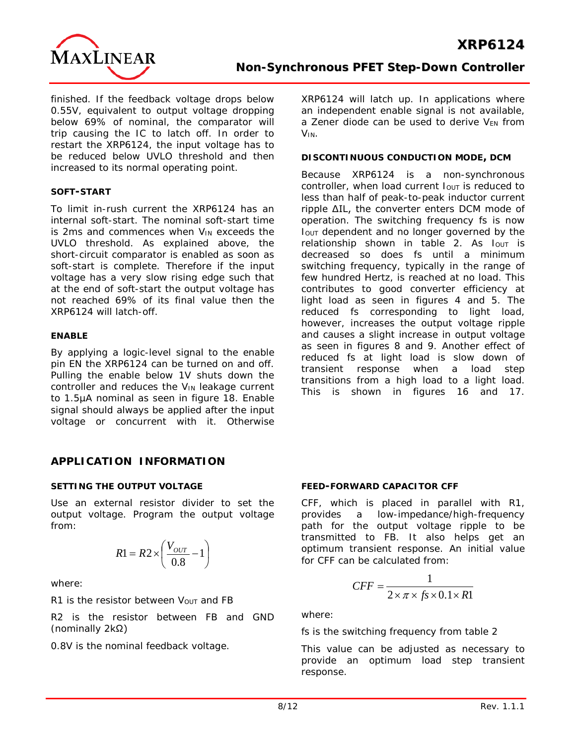finished. If the feedback voltage drops below 0.55V, equivalent to output voltage dropping below 69% of nominal, the comparator will trip causing the IC to latch off. In order to restart the XRP6124, the input voltage has to be reduced below UVLO threshold and then increased to its normal operating point.

#### SOFT-START

To limit in-rush current the XRP6124 has an internal soft-start. The nominal soft-start time is 2ms and commences when $V_{IN}$ exceeds the UVLO threshold. As explained above, the short-circuit comparator is enabled as soon as soft-start is complete. Therefore if the input voltage has a very slow rising edge such that at the end of soft-start the output voltage has not reached 69% of its final value then the XRP6124 will latch-off.

#### ENABLE

By applying a logic-level signal to the enable pin EN the XRP6124 can be turned on and off. Pulling the enable below 1V shuts down the controller and reduces the $V_{IN}$ leakage current to 1.5µA nominal as seen in figure 18. Enable signal should always be applied after the input voltage or concurrent with it. Otherwise XRP6124 will latch up. In applications where an independent enable signal is not available, a Zener diode can be used to derive $V_{EN}$ from $V_{IN}$.

#### DISCONTINUOUS CONDUCTION MODE, DCM

Because XRP6124 is a non-synchronous controller, when load current $I_{OUT}$ is reduced to less than half of peak-to-peak inductor current ripple ΔIL, the converter enters DCM mode of operation. The switching frequency fs is now $I_{OUT}$ dependent and no longer governed by the relationship shown in table 2. As $I_{OUT}$ is decreased so does fs until a minimum switching frequency, typically in the range of few hundred Hertz, is reached at no load. This contributes to good converter efficiency at light load as seen in figures 4 and 5. The reduced fs corresponding to light load, however, increases the output voltage ripple and causes a slight increase in output voltage as seen in figures 8 and 9. Another effect of reduced fs at light load is slow down of transient response when a load step transitions from a high load to a light load. This is shown in figures 16 and 17.

## APPLICATION INFORMATION

#### SETTING THE OUTPUT VOLTAGE

Use an external resistor divider to set the output voltage. Program the output voltage from:

$$R1 = R2 \times \left( \frac{V_{OUT}}{0.8} - 1 \right)$$

where:

R1 is the resistor between $V_{OUT}$ and FB

R2 is the resistor between FB and GND (nominally 2kΩ)

0.8V is the nominal feedback voltage.

#### FEED-FORWARD CAPACITOR CFF

CFF, which is placed in parallel with R1, provides a low-impedance/high-frequency path for the output voltage ripple to be transmitted to FB. It also helps get an optimum transient response. An initial value for CFF can be calculated from:

$$CFF = \frac{1}{2 \times \pi \times fs \times 0.1 \times R1}$$

where:

fs is the switching frequency from table 2

This value can be adjusted as necessary to provide an optimum load step transient response.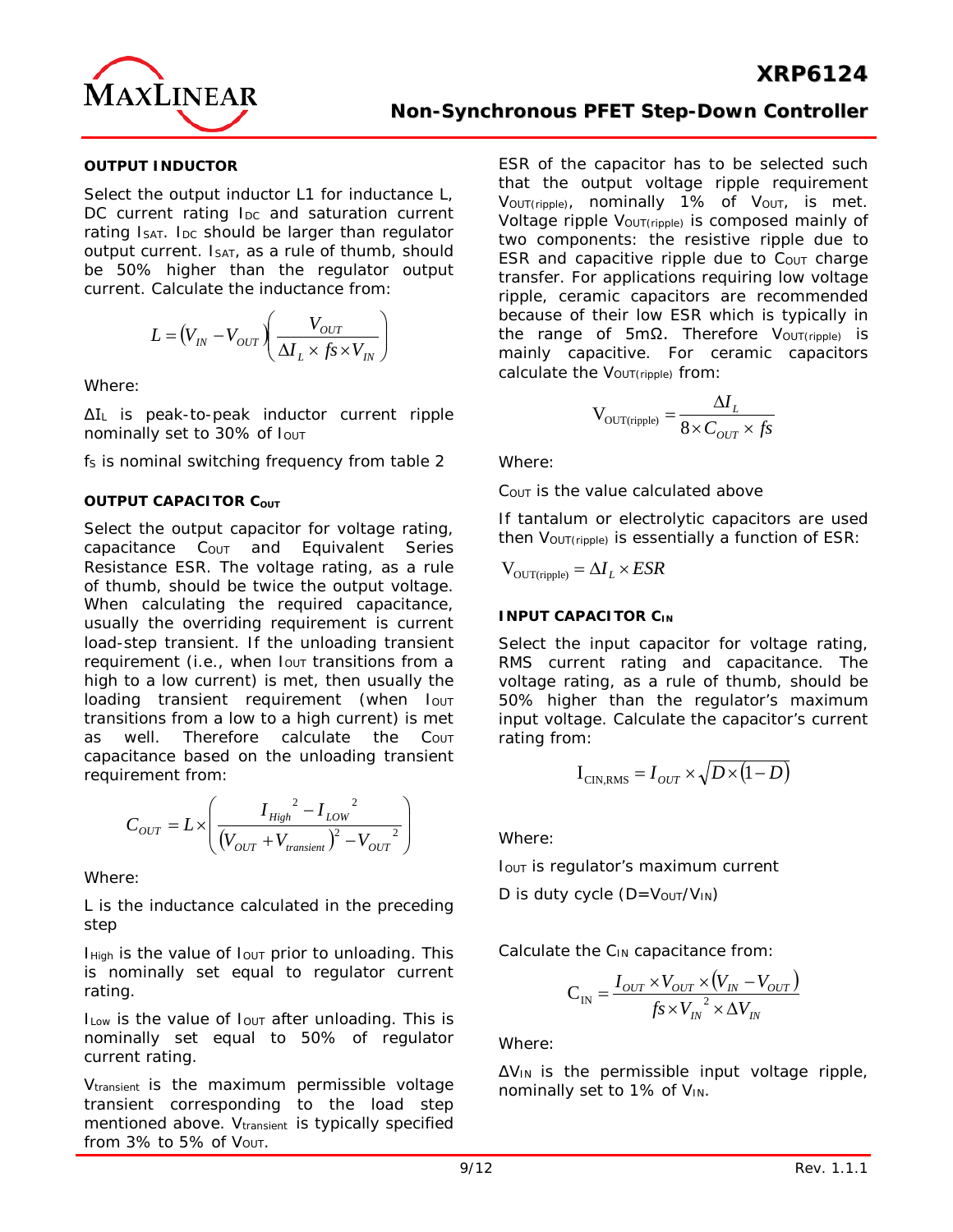### OUTPUT INDUCTOR

Select the output inductor L1 for inductance L, DC current rating $I_{DC}$ and saturation current rating $I_{SAT}$. $I_{DC}$ should be larger than regulator output current. $I_{SAT}$, as a rule of thumb, should be 50% higher than the regulator output current. Calculate the inductance from:

$$L = (V_{IN} - V_{OUT})\left(\frac{V_{OUT}}{\Delta I_L \times fs \times V_{IN}}\right)$$

Where:

$\Delta I_L$ is peak-to-peak inductor current ripple nominally set to 30% of $I_{OUT}$

$f_S$ is nominal switching frequency from table 2

### OUTPUT CAPACITOR $C_{OUT}$

Select the output capacitor for voltage rating, capacitance $C_{OUT}$ and Equivalent Series Resistance ESR. The voltage rating, as a rule of thumb, should be twice the output voltage. When calculating the required capacitance, usually the overriding requirement is current load-step transient. If the unloading transient requirement (i.e., when $I_{OUT}$ transitions from a high to a low current) is met, then usually the loading transient requirement (when $I_{OUT}$ transitions from a low to a high current) is met as well. Therefore calculate the $C_{OUT}$ capacitance based on the unloading transient requirement from:

$$C_{OUT} = L \times \left(\frac{I_{High}{}^2 - I_{LOW}{}^2}{(V_{OUT} + V_{transient})^2 - V_{OUT}{}^2}\right)$$

Where:

L is the inductance calculated in the preceding step

$I_{High}$ is the value of $I_{OUT}$ prior to unloading. This is nominally set equal to regulator current rating.

$I_{Low}$ is the value of $I_{OUT}$ after unloading. This is nominally set equal to 50% of regulator current rating.

$V_{transient}$ is the maximum permissible voltage transient corresponding to the load step mentioned above. $V_{transient}$ is typically specified from 3% to 5% of $V_{OUT}$.

ESR of the capacitor has to be selected such that the output voltage ripple requirement $V_{OUT(ripple)}$, nominally 1% of $V_{OUT}$, is met. Voltage ripple $V_{OUT(ripple)}$ is composed mainly of two components: the resistive ripple due to ESR and capacitive ripple due to $C_{OUT}$ charge transfer. For applications requiring low voltage ripple, ceramic capacitors are recommended because of their low ESR which is typically in the range of 5mΩ. Therefore $V_{OUT(ripple)}$ is mainly capacitive. For ceramic capacitors calculate the $V_{OUT(ripple)}$ from:

$$V_{OUT(ripple)} = \frac{\Delta I_L}{8 \times C_{OUT} \times fs}$$

Where:

$C_{OUT}$ is the value calculated above

If tantalum or electrolytic capacitors are used then $V_{OUT(ripple)}$ is essentially a function of ESR:

$$V_{OUT(ripple)} = \Delta I_L \times ESR$$

### INPUT CAPACITOR $C_{IN}$

Select the input capacitor for voltage rating, RMS current rating and capacitance. The voltage rating, as a rule of thumb, should be 50% higher than the regulator's maximum input voltage. Calculate the capacitor's current rating from:

$$I_{CIN,RMS} = I_{OUT} \times \sqrt{D \times (1 - D)}$$

Where:

$I_{OUT}$ is regulator's maximum current

D is duty cycle ($D=V_{OUT}/V_{IN}$)

Calculate the $C_{IN}$ capacitance from:

$$C_{IN} = \frac{I_{OUT} \times V_{OUT} \times (V_{IN} - V_{OUT})}{fs \times V_{IN}{}^2 \times \Delta V_{IN}}$$

Where:

$\Delta V_{IN}$ is the permissible input voltage ripple, nominally set to 1% of $V_{IN}$.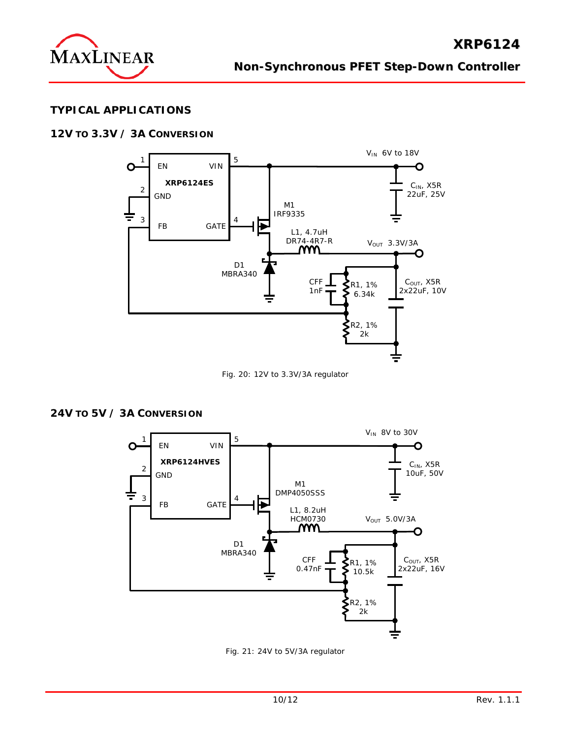## TYPICAL APPLICATIONS

### 12V TO 3.3V / 3A CONVERSION

Fig. 20: 12V to 3.3V/3A regulator

### 24V TO 5V / 3A CONVERSION

Fig. 21: 24V to 5V/3A regulator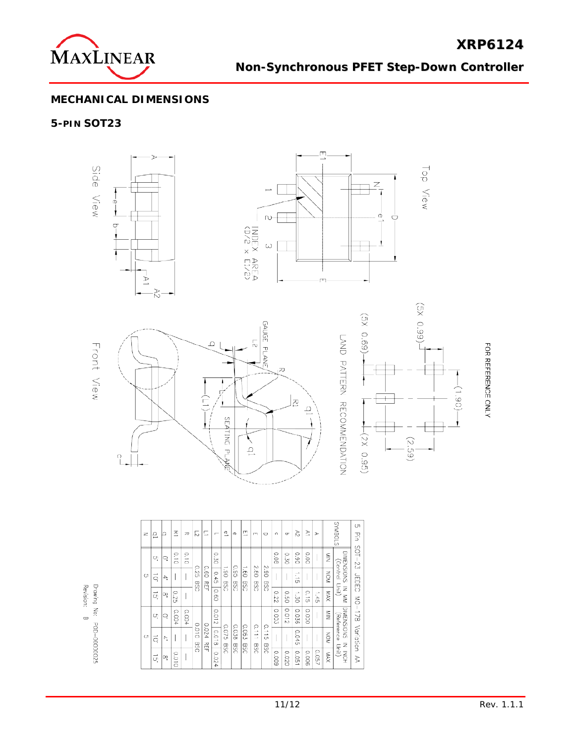## MECHANICAL DIMENSIONS

### 5-PIN SOT23

Top View

Side View

Front View

INDEX AREA (D/2 x E1/2)

GAUGE PLANE

SEATING PLANE

LAND PATTERN RECOMMENDATION

(5X 0.99)

(5X 0.69)

(1.90)

(2.59)

(2X 0.95)

FOR REFERENCE ONLY

5 Pin SOT-23 JEDEC MO-178 Variation AA

| SYMBOLS | DIMENSIONS IN MM (Control Unit) | | | DIMENSIONS IN INCH (Reference Unit) | | |
|---|---|---|---|---|---|---|
| | MIN | NOM | MAX | MIN | NOM | MAX |
| A | — | — | 1.45 | — | — | 0.057 |
| A1 | 0.00 | — | 0.15 | 0.000 | — | 0.006 |
| A2 | 0.90 | 1.15 | 1.30 | 0.036 | 0.045 | 0.051 |
| b | 0.30 | — | 0.50 | 0.012 | — | 0.020 |
| c | 0.08 | — | 0.22 | 0.003 | — | 0.009 |
| D | | 2.90 BSC | | | 0.115 BSC | |
| E | | 2.80 BSC | | | 0.111 BSC | |
| E1 | | 1.60 BSC | | | 0.063 BSC | |
| e | | 0.95 BSC | | | 0.038 BSC | |
| e1 | | 1.90 BSC | | | 0.075 BSC | |
| L | 0.30 | 0.45 | 0.60 | 0.012 | 0.018 | 0.024 |
| L1 | | 0.60 REF | | | 0.024 REF | |
| L2 | | 0.25 BSC | | | 0.010 BSC | |
| R | 0.10 | — | — | 0.004 | — | — |
| R1 | 0.10 | — | 0.25 | 0.004 | — | 0.010 |
| q | 0° | 4° | 8° | 0° | 4° | 8° |
| q1 | 5° | 10° | 15° | 5° | 10° | 15° |
| N | | 5 | | | 5 | |

Drawing No: POD-00000025
Revision: B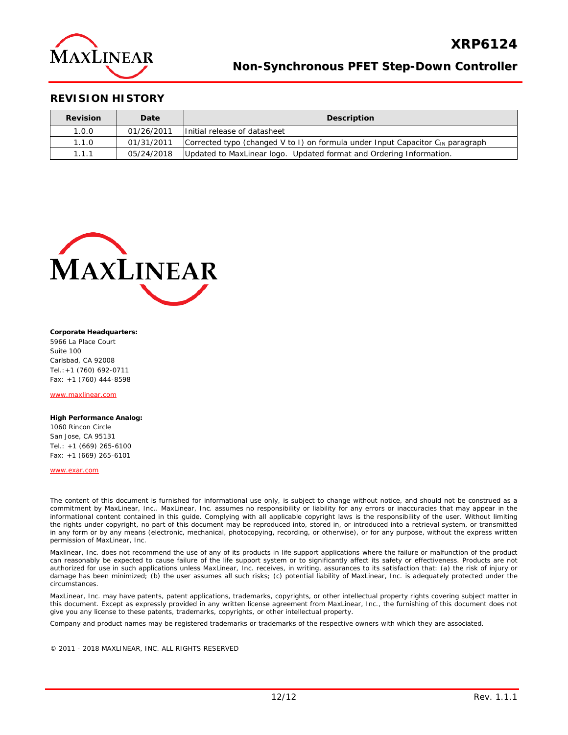## REVISION HISTORY

| Revision | Date | Description |
| --- | --- | --- |
| 1.0.0 | 01/26/2011 | Initial release of datasheet |
| 1.1.0 | 01/31/2011 | Corrected typo (changed V to I) on formula under Input Capacitor $C_{IN}$ paragraph |
| 1.1.1 | 05/24/2018 | Updated to MaxLinear logo. Updated format and Ordering Information. |

**Corporate Headquarters:**
5966 La Place Court
Suite 100
Carlsbad, CA 92008
Tel.:+1 (760) 692-0711
Fax: +1 (760) 444-8598

www.maxlinear.com

**High Performance Analog:**
1060 Rincon Circle
San Jose, CA 95131
Tel.: +1 (669) 265-6100
Fax: +1 (669) 265-6101

www.exar.com

The content of this document is furnished for informational use only, is subject to change without notice, and should not be construed as a commitment by MaxLinear, Inc.. MaxLinear, Inc. assumes no responsibility or liability for any errors or inaccuracies that may appear in the informational content contained in this guide. Complying with all applicable copyright laws is the responsibility of the user. Without limiting the rights under copyright, no part of this document may be reproduced into, stored in, or introduced into a retrieval system, or transmitted in any form or by any means (electronic, mechanical, photocopying, recording, or otherwise), or for any purpose, without the express written permission of MaxLinear, Inc.

Maxlinear, Inc. does not recommend the use of any of its products in life support applications where the failure or malfunction of the product can reasonably be expected to cause failure of the life support system or to significantly affect its safety or effectiveness. Products are not authorized for use in such applications unless MaxLinear, Inc. receives, in writing, assurances to its satisfaction that: (a) the risk of injury or damage has been minimized; (b) the user assumes all such risks; (c) potential liability of MaxLinear, Inc. is adequately protected under the circumstances.

MaxLinear, Inc. may have patents, patent applications, trademarks, copyrights, or other intellectual property rights covering subject matter in this document. Except as expressly provided in any written license agreement from MaxLinear, Inc., the furnishing of this document does not give you any license to these patents, trademarks, copyrights, or other intellectual property.

Company and product names may be registered trademarks or trademarks of the respective owners with which they are associated.

© 2011 - 2018 MAXLINEAR, INC. ALL RIGHTS RESERVED